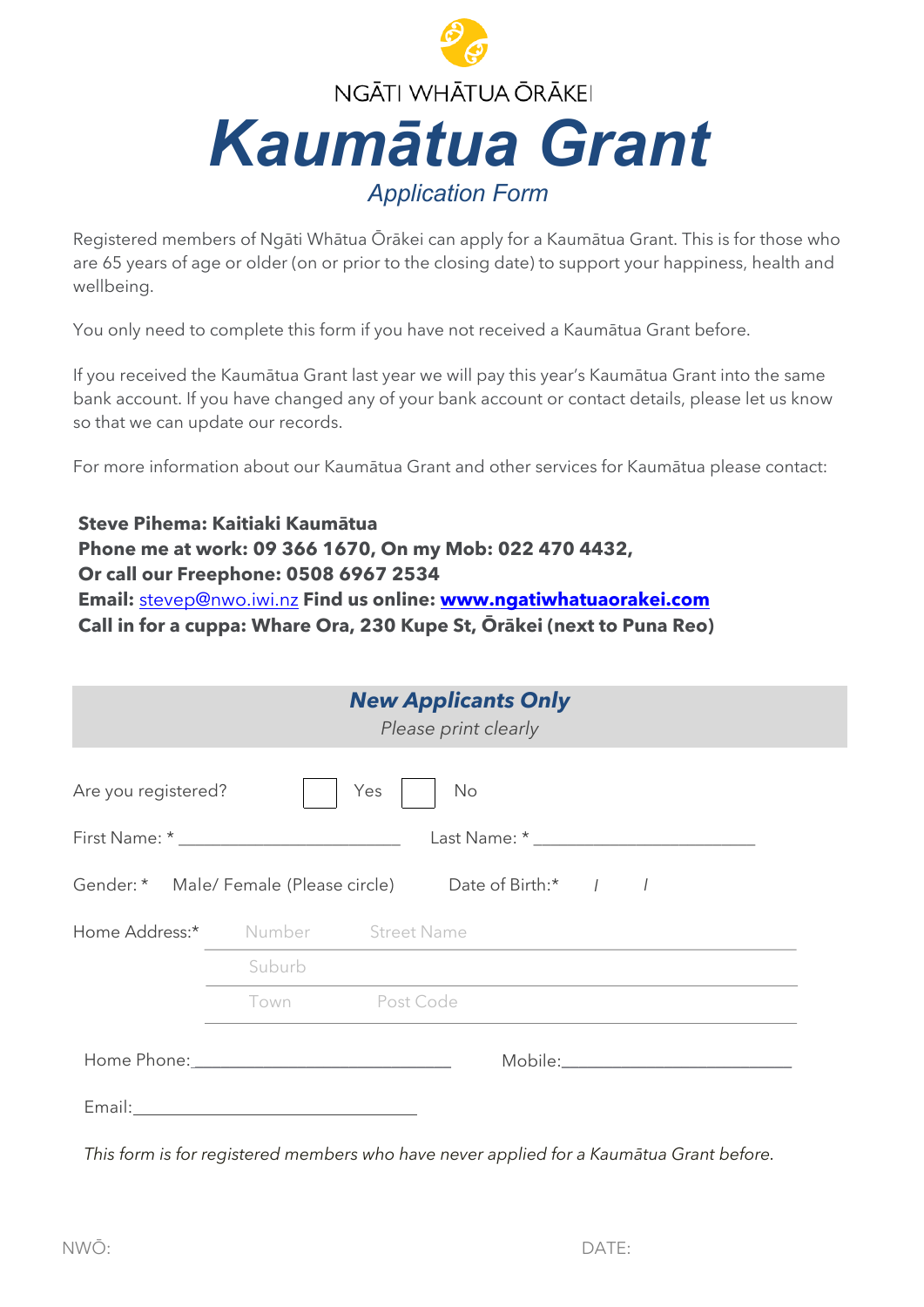NGĀTI WHĀTUA ŌRĀKEI

# Kaumātua Grant

## Application Form

Registered members of Ngāti Whātua Ōrākei can apply for a Kaumātua Grant. This is for those who are 65 years of age or older (on or prior to the closing date) to support your happiness, health and wellbeing.

You only need to complete this form if you have not received a Kaumātua Grant before.

If you received the Kaumātua Grant last year we will pay this year's Kaumātua Grant into the same bank account. If you have changed any of your bank account or contact details, please let us know so that we can update our records.

For more information about our Kaumātua Grant and other services for Kaumātua please contact:

**Steve Pihema: Kaitiaki Kaumātua**
**Phone me at work: 09 366 1670, On my Mob: 022 470 4432,**
**Or call our Freephone: 0508 6967 2534**
**Email:** stevep@nwo.iwi.nz **Find us online: www.ngatiwhatuaorakei.com**
**Call in for a cuppa: Whare Ora, 230 Kupe St, Ōrākei (next to Puna Reo)**

### *New Applicants Only*

*Please print clearly*

Are you registered? ☐ Yes ☐ No

First Name: * ________________________ Last Name: * ________________________

Gender: * Male/ Female (Please circle) Date of Birth:* / /

Home Address:* Number Street Name
Suburb
Town Post Code

Home Phone:____________________________ Mobile:_________________________

Email:________________________________

*This form is for registered members who have never applied for a Kaumātua Grant before.*

NWŌ: DATE: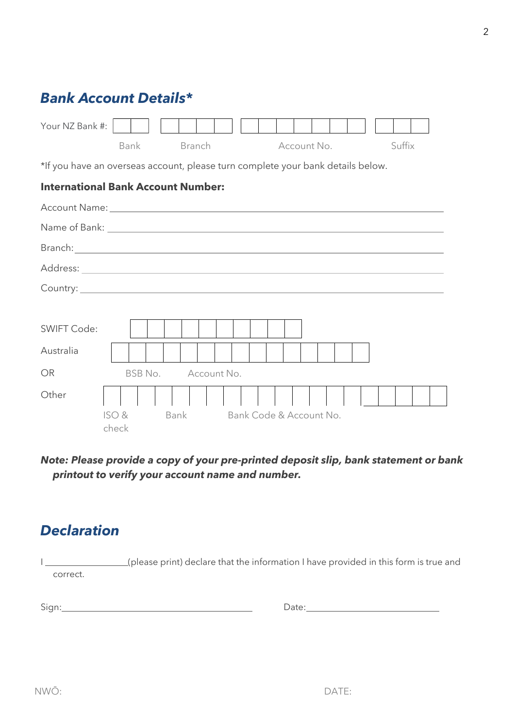## *Bank Account Details**

Your NZ Bank #: | | | | | | | | | | | | | | | | | |

Bank &nbsp;&nbsp;&nbsp; Branch &nbsp;&nbsp;&nbsp; Account No. &nbsp;&nbsp;&nbsp; Suffix

*If you have an overseas account, please turn complete your bank details below.

**International Bank Account Number:**

Account Name: ______________________________________________

Name of Bank: ______________________________________________

Branch: ______________________________________________

Address: ______________________________________________

Country: ______________________________________________

SWIFT Code: | | | | | | | | | | |

Australia | | | | | | | | | | | | | | | |

OR &nbsp;&nbsp;&nbsp; BSB No. &nbsp;&nbsp;&nbsp; Account No.

Other | | | | | | | | | | | | | | | | | | | | |

ISO & check &nbsp;&nbsp;&nbsp; Bank &nbsp;&nbsp;&nbsp; Bank Code & Account No.

***Note: Please provide a copy of your pre-printed deposit slip, bank statement or bank printout to verify your account name and number.***

## *Declaration*

I ________________(please print) declare that the information I have provided in this form is true and correct.

Sign:________________________________________ &nbsp;&nbsp;&nbsp; Date:____________________________

NWŌ: &nbsp;&nbsp;&nbsp; DATE: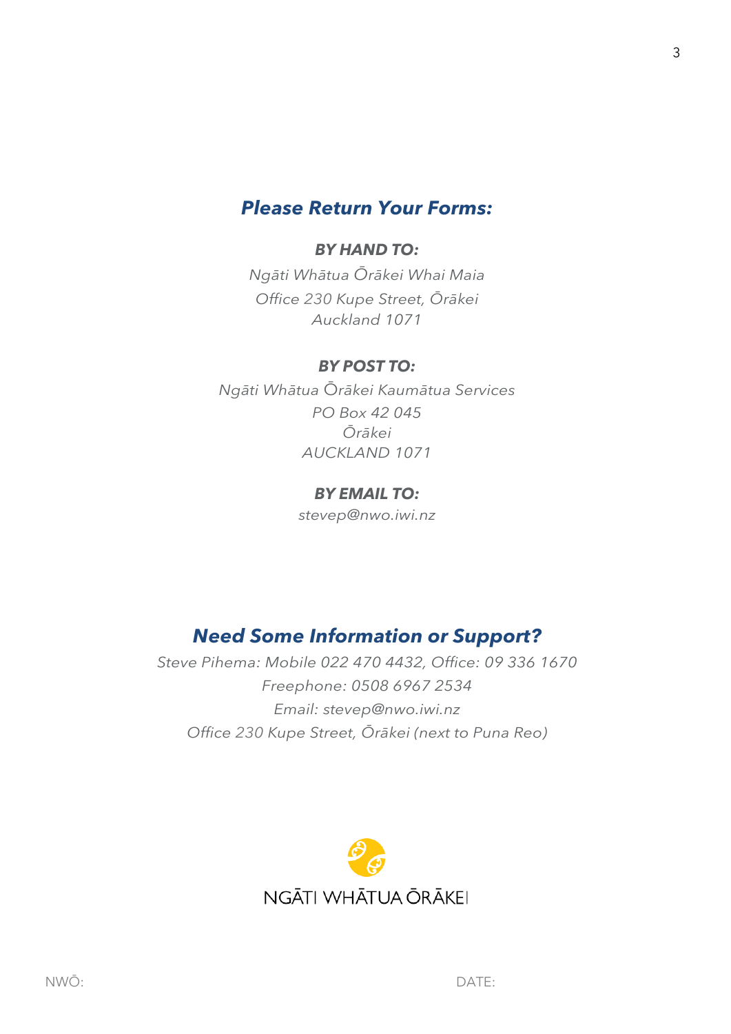## *Please Return Your Forms:*

***BY HAND TO:***

*Ngāti Whātua Ōrākei Whai Maia*
*Office 230 Kupe Street, Ōrākei*
*Auckland 1071*

***BY POST TO:***

*Ngāti Whātua Ōrākei Kaumātua Services*
*PO Box 42 045*
*Ōrākei*
*AUCKLAND 1071*

***BY EMAIL TO:***

*stevep@nwo.iwi.nz*

## *Need Some Information or Support?*

*Steve Pihema: Mobile 022 470 4432, Office: 09 336 1670*
*Freephone: 0508 6967 2534*
*Email: stevep@nwo.iwi.nz*
*Office 230 Kupe Street, Ōrākei (next to Puna Reo)*

NGĀTI WHĀTUA ŌRĀKEI

NWŌ: DATE: